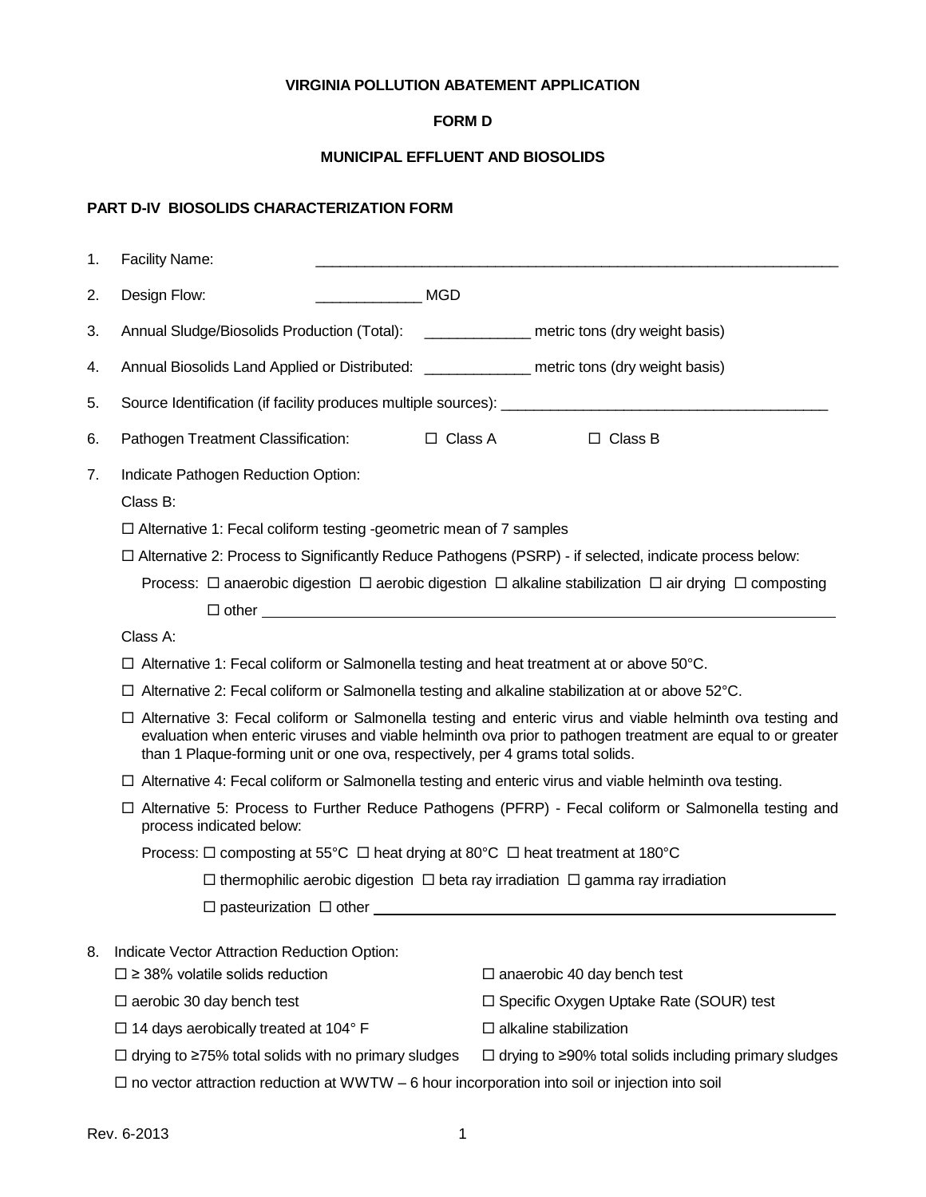**VIRGINIA POLLUTION ABATEMENT APPLICATION**

**FORM D**

**MUNICIPAL EFFLUENT AND BIOSOLIDS**

**PART D-IV BIOSOLIDS CHARACTERIZATION FORM**

1. Facility Name: ____________________________________________________________

2. Design Flow: _____________ MGD

3. Annual Sludge/Biosolids Production (Total): _____________ metric tons (dry weight basis)

4. Annual Biosolids Land Applied or Distributed: _____________ metric tons (dry weight basis)

5. Source Identification (if facility produces multiple sources): ________________________________________

6. Pathogen Treatment Classification: ☐ Class A ☐ Class B

7. Indicate Pathogen Reduction Option:

   Class B:

   ☐ Alternative 1: Fecal coliform testing -geometric mean of 7 samples

   ☐ Alternative 2: Process to Significantly Reduce Pathogens (PSRP) - if selected, indicate process below:

   Process: ☐ anaerobic digestion ☐ aerobic digestion ☐ alkaline stabilization ☐ air drying ☐ composting ☐ other ____________________________________________

   Class A:

   ☐ Alternative 1: Fecal coliform or Salmonella testing and heat treatment at or above 50°C.

   ☐ Alternative 2: Fecal coliform or Salmonella testing and alkaline stabilization at or above 52°C.

   ☐ Alternative 3: Fecal coliform or Salmonella testing and enteric virus and viable helminth ova testing and evaluation when enteric viruses and viable helminth ova prior to pathogen treatment are equal to or greater than 1 Plaque-forming unit or one ova, respectively, per 4 grams total solids.

   ☐ Alternative 4: Fecal coliform or Salmonella testing and enteric virus and viable helminth ova testing.

   ☐ Alternative 5: Process to Further Reduce Pathogens (PFRP) - Fecal coliform or Salmonella testing and process indicated below:

   Process: ☐ composting at 55°C ☐ heat drying at 80°C ☐ heat treatment at 180°C

   ☐ thermophilic aerobic digestion ☐ beta ray irradiation ☐ gamma ray irradiation

   ☐ pasteurization ☐ other ____________________________________________

8. Indicate Vector Attraction Reduction Option:

   ☐ ≥ 38% volatile solids reduction

   ☐ anaerobic 40 day bench test

   ☐ aerobic 30 day bench test

   ☐ Specific Oxygen Uptake Rate (SOUR) test

   ☐ 14 days aerobically treated at 104° F

   ☐ alkaline stabilization

   ☐ drying to ≥75% total solids with no primary sludges

   ☐ drying to ≥90% total solids including primary sludges

   ☐ no vector attraction reduction at WWTW – 6 hour incorporation into soil or injection into soil

Rev. 6-2013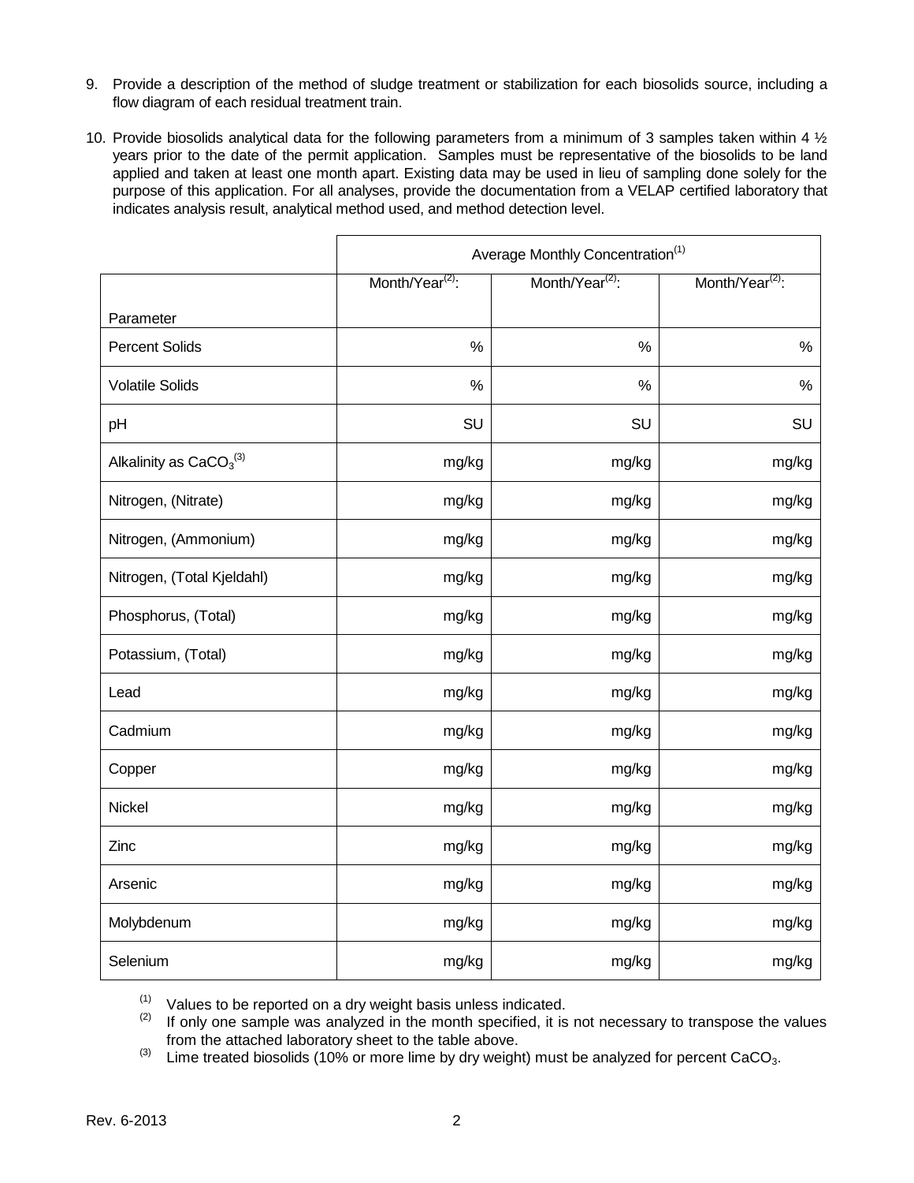9. Provide a description of the method of sludge treatment or stabilization for each biosolids source, including a flow diagram of each residual treatment train.

10. Provide biosolids analytical data for the following parameters from a minimum of 3 samples taken within 4 ½ years prior to the date of the permit application. Samples must be representative of the biosolids to be land applied and taken at least one month apart. Existing data may be used in lieu of sampling done solely for the purpose of this application. For all analyses, provide the documentation from a VELAP certified laboratory that indicates analysis result, analytical method used, and method detection level.

| | Average Monthly Concentration[(1)] | | |
|---|---|---|---|
| Parameter | Month/Year[(2)]: | Month/Year[(2)]: | Month/Year[(2)]: |
| Percent Solids | % | % | % |
| Volatile Solids | % | % | % |
| pH | SU | SU | SU |
| Alkalinity as $CaCO_3$[(3)] | mg/kg | mg/kg | mg/kg |
| Nitrogen, (Nitrate) | mg/kg | mg/kg | mg/kg |
| Nitrogen, (Ammonium) | mg/kg | mg/kg | mg/kg |
| Nitrogen, (Total Kjeldahl) | mg/kg | mg/kg | mg/kg |
| Phosphorus, (Total) | mg/kg | mg/kg | mg/kg |
| Potassium, (Total) | mg/kg | mg/kg | mg/kg |
| Lead | mg/kg | mg/kg | mg/kg |
| Cadmium | mg/kg | mg/kg | mg/kg |
| Copper | mg/kg | mg/kg | mg/kg |
| Nickel | mg/kg | mg/kg | mg/kg |
| Zinc | mg/kg | mg/kg | mg/kg |
| Arsenic | mg/kg | mg/kg | mg/kg |
| Molybdenum | mg/kg | mg/kg | mg/kg |
| Selenium | mg/kg | mg/kg | mg/kg |

(1) Values to be reported on a dry weight basis unless indicated.

(2) If only one sample was analyzed in the month specified, it is not necessary to transpose the values from the attached laboratory sheet to the table above.

(3) Lime treated biosolids (10% or more lime by dry weight) must be analyzed for percent $CaCO_3$.

Rev. 6-2013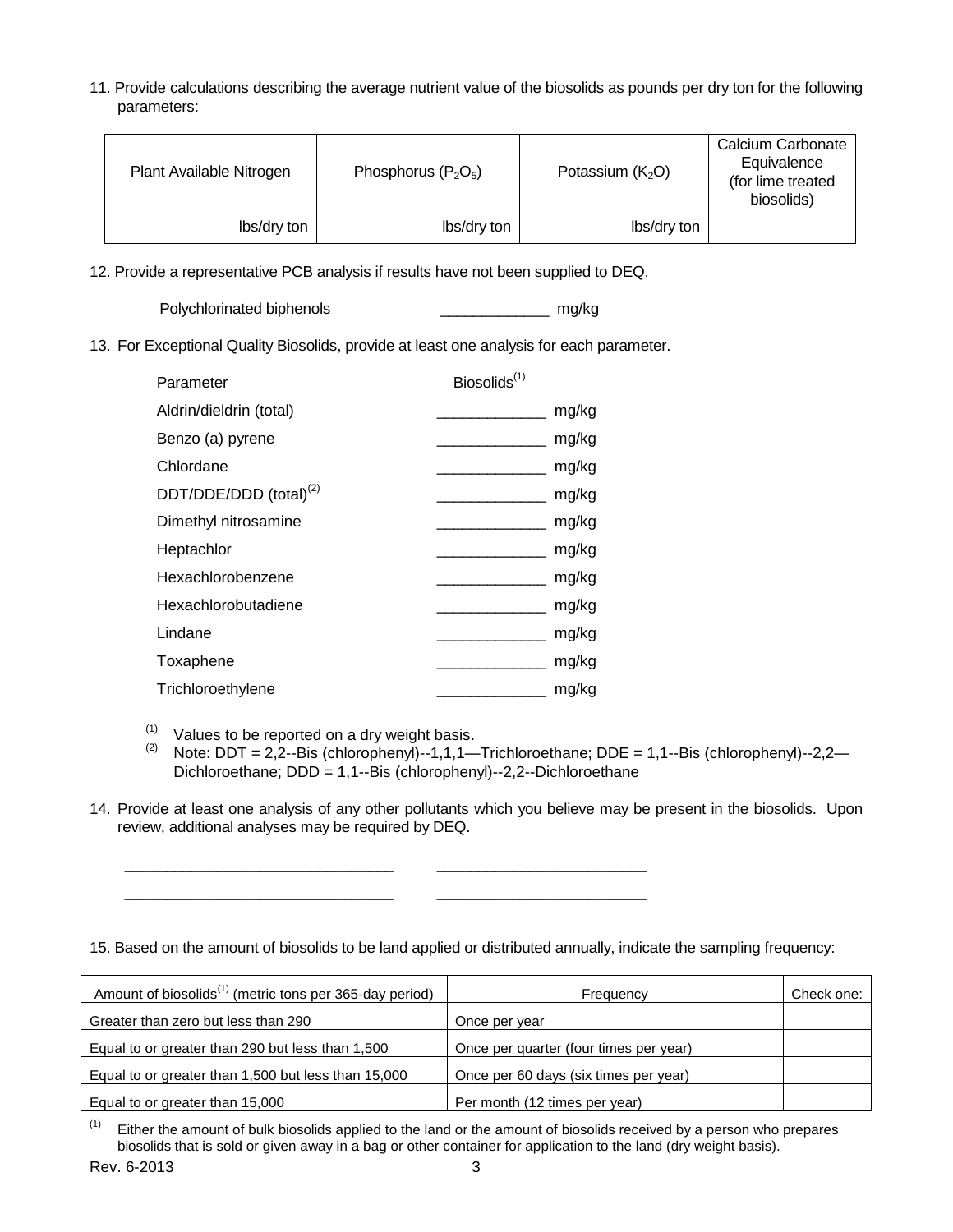11. Provide calculations describing the average nutrient value of the biosolids as pounds per dry ton for the following parameters:

| Plant Available Nitrogen | Phosphorus ($P_2O_5$) | Potassium ($K_2O$) | Calcium Carbonate Equivalence (for lime treated biosolids) |
|---|---|---|---|
| lbs/dry ton | lbs/dry ton | lbs/dry ton | |

12. Provide a representative PCB analysis if results have not been supplied to DEQ.

Polychlorinated biphenols _____________ mg/kg

13. For Exceptional Quality Biosolids, provide at least one analysis for each parameter.

| Parameter | Biosolids[(1)] |
|---|---|
| Aldrin/dieldrin (total) | _____________ mg/kg |
| Benzo (a) pyrene | _____________ mg/kg |
| Chlordane | _____________ mg/kg |
| DDT/DDE/DDD (total)[(2)] | _____________ mg/kg |
| Dimethyl nitrosamine | _____________ mg/kg |
| Heptachlor | _____________ mg/kg |
| Hexachlorobenzene | _____________ mg/kg |
| Hexachlorobutadiene | _____________ mg/kg |
| Lindane | _____________ mg/kg |
| Toxaphene | _____________ mg/kg |
| Trichloroethylene | _____________ mg/kg |

(1) Values to be reported on a dry weight basis.
(2) Note: DDT = 2,2--Bis (chlorophenyl)--1,1,1—Trichloroethane; DDE = 1,1--Bis (chlorophenyl)--2,2—Dichloroethane; DDD = 1,1--Bis (chlorophenyl)--2,2--Dichloroethane

14. Provide at least one analysis of any other pollutants which you believe may be present in the biosolids. Upon review, additional analyses may be required by DEQ.

________________________________ &nbsp;&nbsp;&nbsp; _________________________

________________________________ &nbsp;&nbsp;&nbsp; _________________________

15. Based on the amount of biosolids to be land applied or distributed annually, indicate the sampling frequency:

| Amount of biosolids[(1)] (metric tons per 365-day period) | Frequency | Check one: |
|---|---|---|
| Greater than zero but less than 290 | Once per year | |
| Equal to or greater than 290 but less than 1,500 | Once per quarter (four times per year) | |
| Equal to or greater than 1,500 but less than 15,000 | Once per 60 days (six times per year) | |
| Equal to or greater than 15,000 | Per month (12 times per year) | |

(1) Either the amount of bulk biosolids applied to the land or the amount of biosolids received by a person who prepares biosolids that is sold or given away in a bag or other container for application to the land (dry weight basis).

Rev. 6-2013